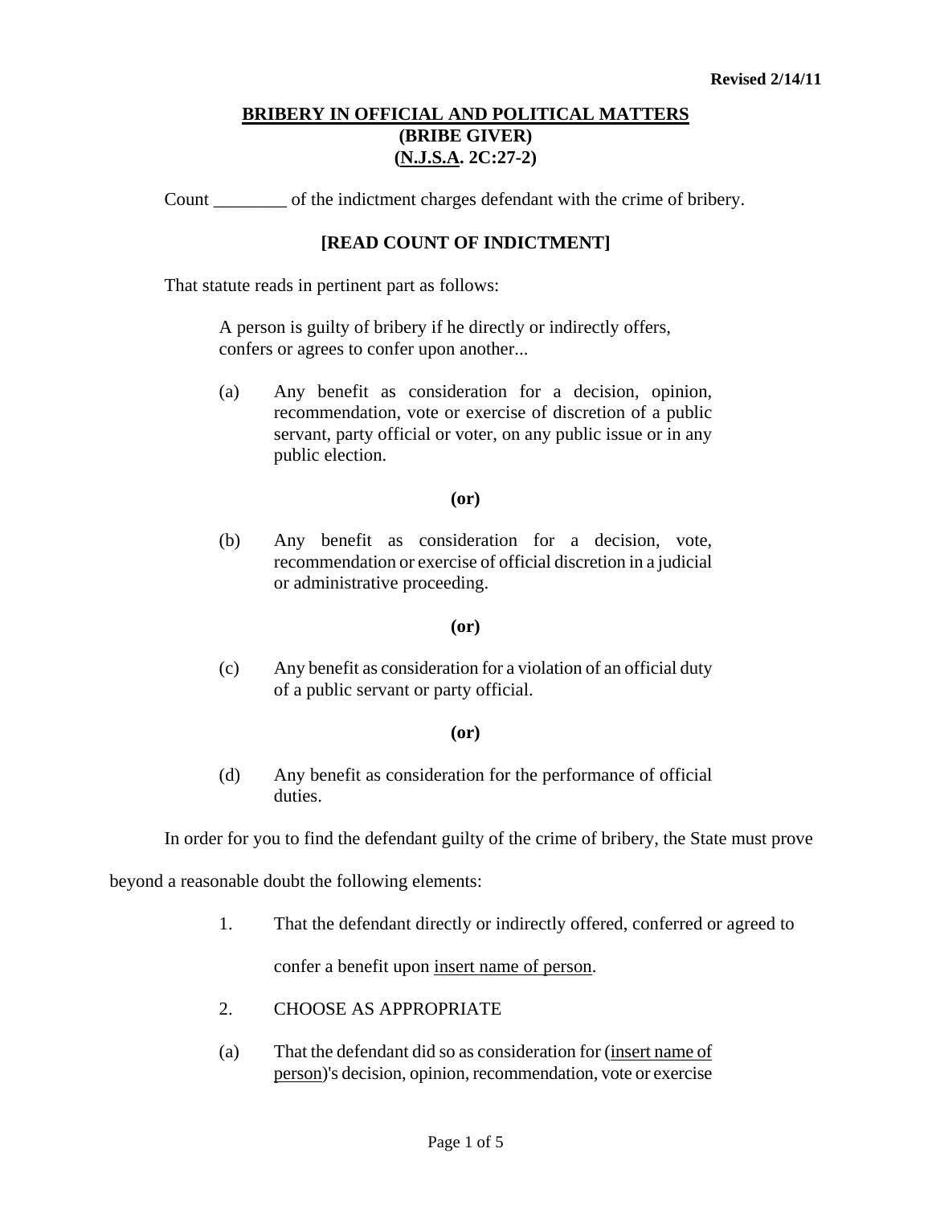Revised 2/14/11

# BRIBERY IN OFFICIAL AND POLITICAL MATTERS
## (BRIBE GIVER)
## (N.J.S.A. 2C:27-2)

Count ________ of the indictment charges defendant with the crime of bribery.

**[READ COUNT OF INDICTMENT]**

That statute reads in pertinent part as follows:

> A person is guilty of bribery if he directly or indirectly offers, confers or agrees to confer upon another...
>
> (a) Any benefit as consideration for a decision, opinion, recommendation, vote or exercise of discretion of a public servant, party official or voter, on any public issue or in any public election.
>
> **(or)**
>
> (b) Any benefit as consideration for a decision, vote, recommendation or exercise of official discretion in a judicial or administrative proceeding.
>
> **(or)**
>
> (c) Any benefit as consideration for a violation of an official duty of a public servant or party official.
>
> **(or)**
>
> (d) Any benefit as consideration for the performance of official duties.

In order for you to find the defendant guilty of the crime of bribery, the State must prove beyond a reasonable doubt the following elements:

1. That the defendant directly or indirectly offered, conferred or agreed to confer a benefit upon insert name of person.

2. CHOOSE AS APPROPRIATE

(a) That the defendant did so as consideration for (insert name of person)'s decision, opinion, recommendation, vote or exercise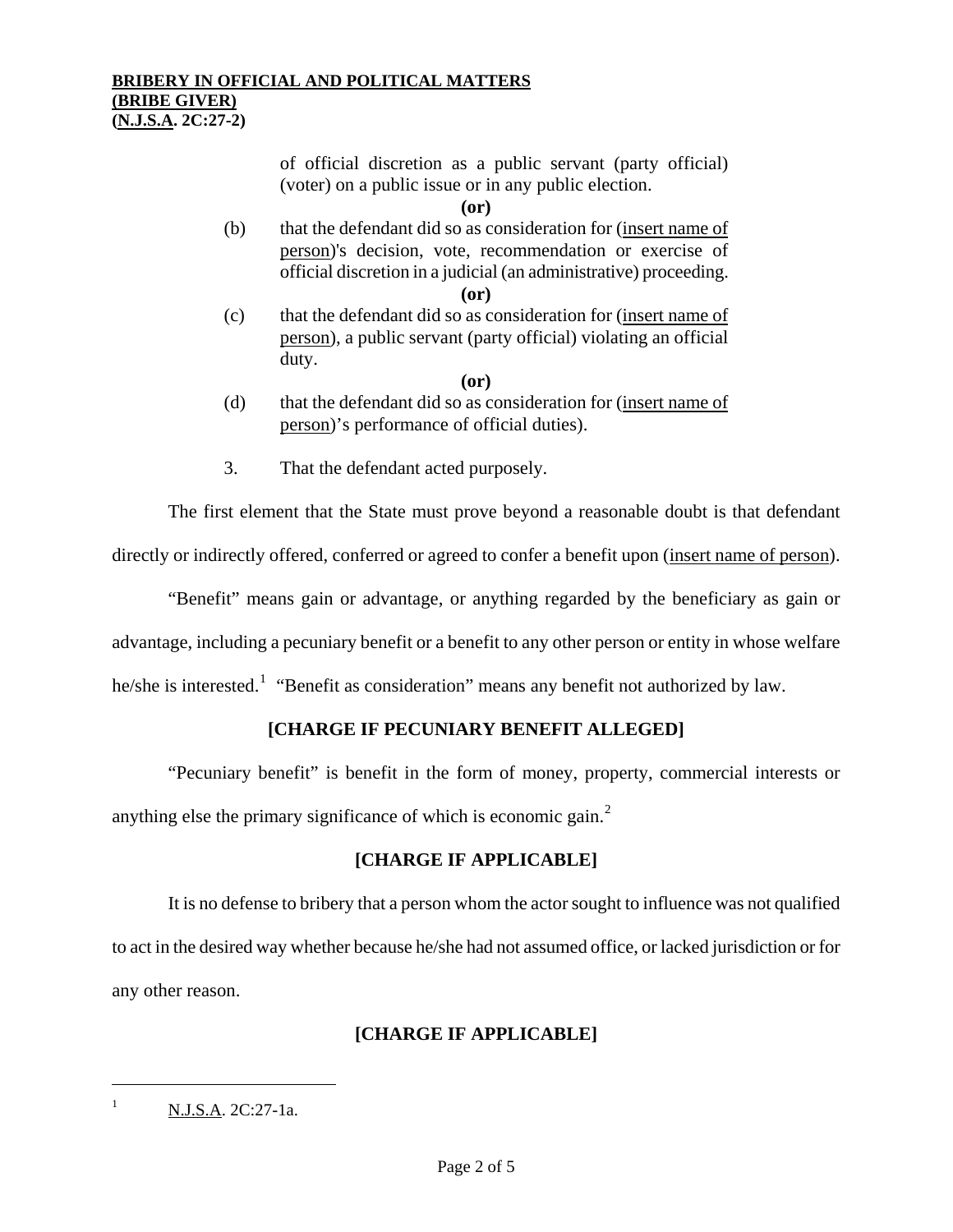of official discretion as a public servant (party official) (voter) on a public issue or in any public election.

**(or)**

(b) that the defendant did so as consideration for (insert name of person)'s decision, vote, recommendation or exercise of official discretion in a judicial (an administrative) proceeding.

**(or)**

(c) that the defendant did so as consideration for (insert name of person), a public servant (party official) violating an official duty.

**(or)**

(d) that the defendant did so as consideration for (insert name of person)'s performance of official duties).

3. That the defendant acted purposely.

The first element that the State must prove beyond a reasonable doubt is that defendant directly or indirectly offered, conferred or agreed to confer a benefit upon (insert name of person).

"Benefit" means gain or advantage, or anything regarded by the beneficiary as gain or advantage, including a pecuniary benefit or a benefit to any other person or entity in whose welfare he/she is interested.[1] "Benefit as consideration" means any benefit not authorized by law.

**[CHARGE IF PECUNIARY BENEFIT ALLEGED]**

"Pecuniary benefit" is benefit in the form of money, property, commercial interests or anything else the primary significance of which is economic gain.[2]

**[CHARGE IF APPLICABLE]**

It is no defense to bribery that a person whom the actor sought to influence was not qualified to act in the desired way whether because he/she had not assumed office, or lacked jurisdiction or for any other reason.

**[CHARGE IF APPLICABLE]**

---

[1] N.J.S.A. 2C:27-1a.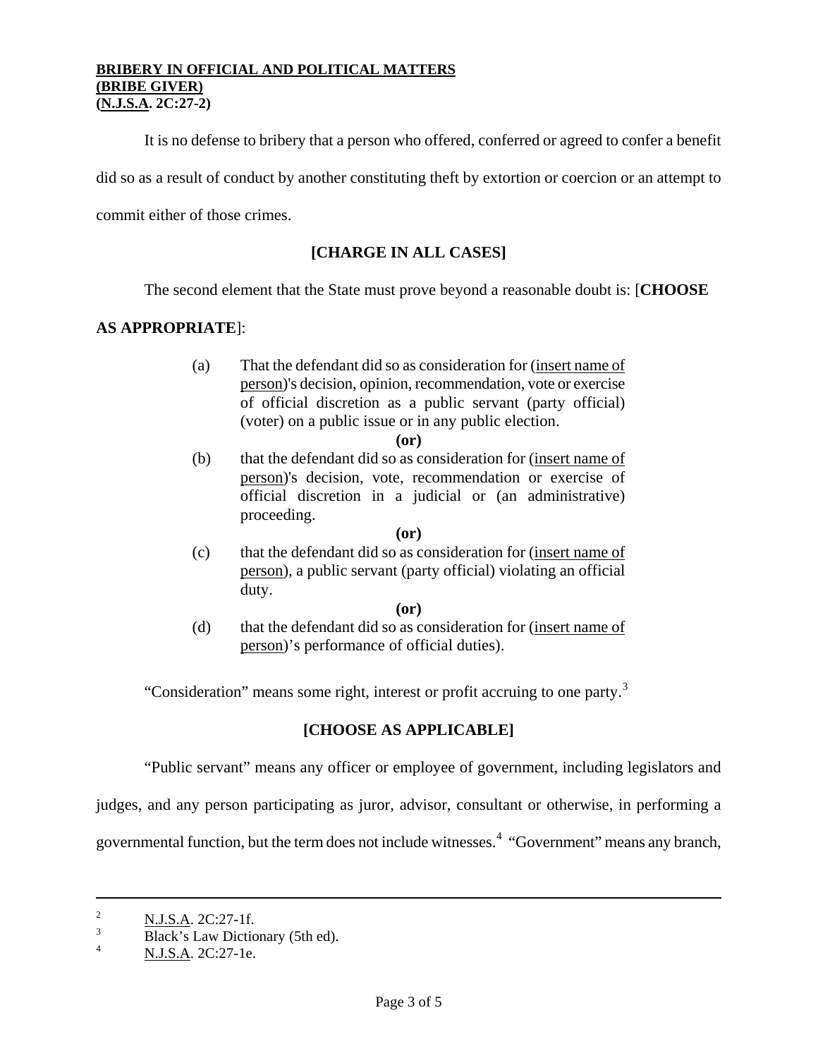It is no defense to bribery that a person who offered, conferred or agreed to confer a benefit did so as a result of conduct by another constituting theft by extortion or coercion or an attempt to commit either of those crimes.

**[CHARGE IN ALL CASES]**

The second element that the State must prove beyond a reasonable doubt is: [**CHOOSE AS APPROPRIATE**]:

(a) That the defendant did so as consideration for (insert name of person)'s decision, opinion, recommendation, vote or exercise of official discretion as a public servant (party official) (voter) on a public issue or in any public election.

**(or)**

(b) that the defendant did so as consideration for (insert name of person)'s decision, vote, recommendation or exercise of official discretion in a judicial or (an administrative) proceeding.

**(or)**

(c) that the defendant did so as consideration for (insert name of person), a public servant (party official) violating an official duty.

**(or)**

(d) that the defendant did so as consideration for (insert name of person)'s performance of official duties).

"Consideration" means some right, interest or profit accruing to one party.[3]

**[CHOOSE AS APPLICABLE]**

"Public servant" means any officer or employee of government, including legislators and judges, and any person participating as juror, advisor, consultant or otherwise, in performing a governmental function, but the term does not include witnesses.[4] "Government" means any branch,

---

[2] N.J.S.A. 2C:27-1f.

[3] Black's Law Dictionary (5th ed).

[4] N.J.S.A. 2C:27-1e.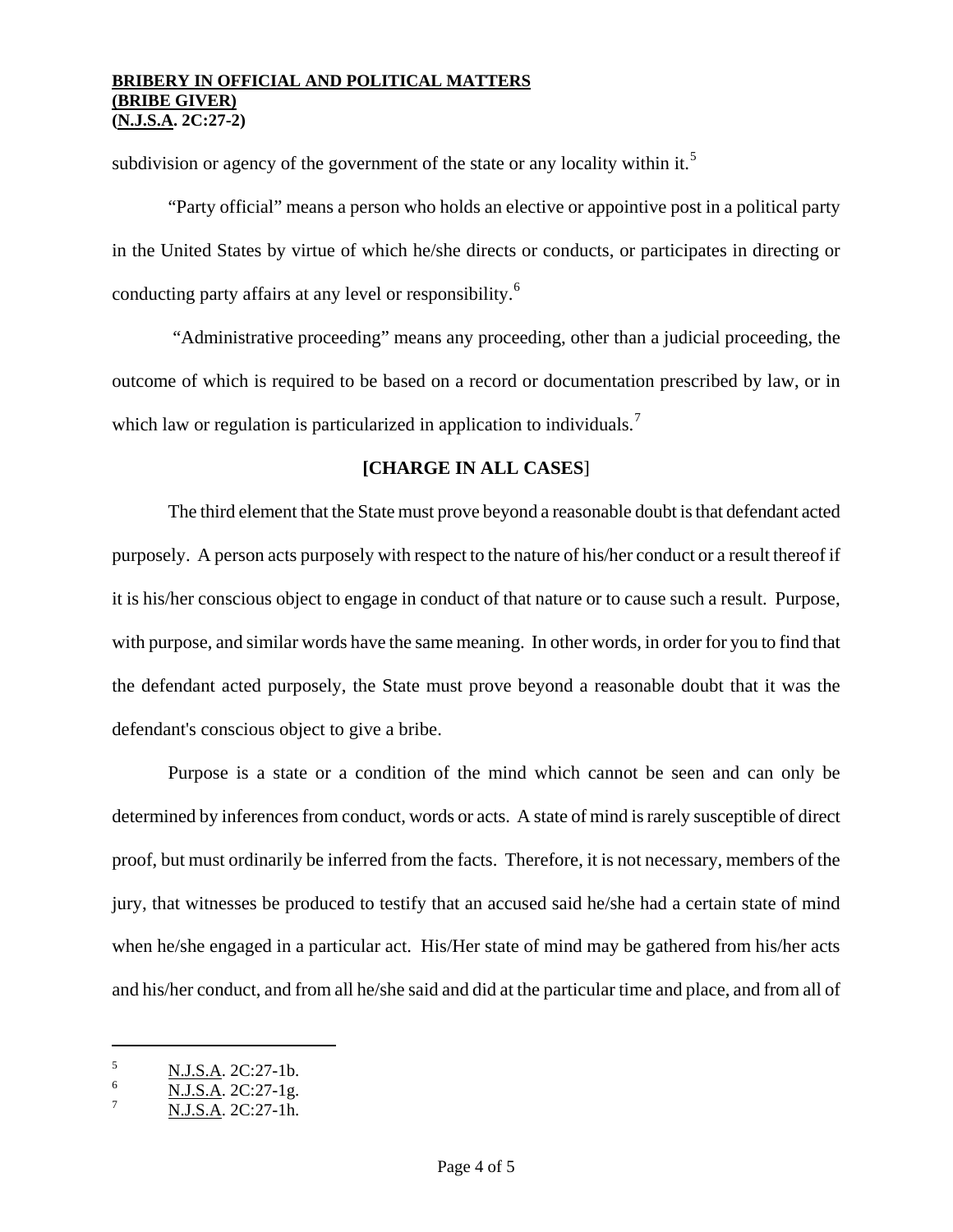subdivision or agency of the government of the state or any locality within it.[5]

"Party official" means a person who holds an elective or appointive post in a political party in the United States by virtue of which he/she directs or conducts, or participates in directing or conducting party affairs at any level or responsibility.[6]

"Administrative proceeding" means any proceeding, other than a judicial proceeding, the outcome of which is required to be based on a record or documentation prescribed by law, or in which law or regulation is particularized in application to individuals.[7]

**[CHARGE IN ALL CASES]**

The third element that the State must prove beyond a reasonable doubt is that defendant acted purposely. A person acts purposely with respect to the nature of his/her conduct or a result thereof if it is his/her conscious object to engage in conduct of that nature or to cause such a result. Purpose, with purpose, and similar words have the same meaning. In other words, in order for you to find that the defendant acted purposely, the State must prove beyond a reasonable doubt that it was the defendant's conscious object to give a bribe.

Purpose is a state or a condition of the mind which cannot be seen and can only be determined by inferences from conduct, words or acts. A state of mind is rarely susceptible of direct proof, but must ordinarily be inferred from the facts. Therefore, it is not necessary, members of the jury, that witnesses be produced to testify that an accused said he/she had a certain state of mind when he/she engaged in a particular act. His/Her state of mind may be gathered from his/her acts and his/her conduct, and from all he/she said and did at the particular time and place, and from all of

---

[5] N.J.S.A. 2C:27-1b.

[6] N.J.S.A. 2C:27-1g.

[7] N.J.S.A. 2C:27-1h.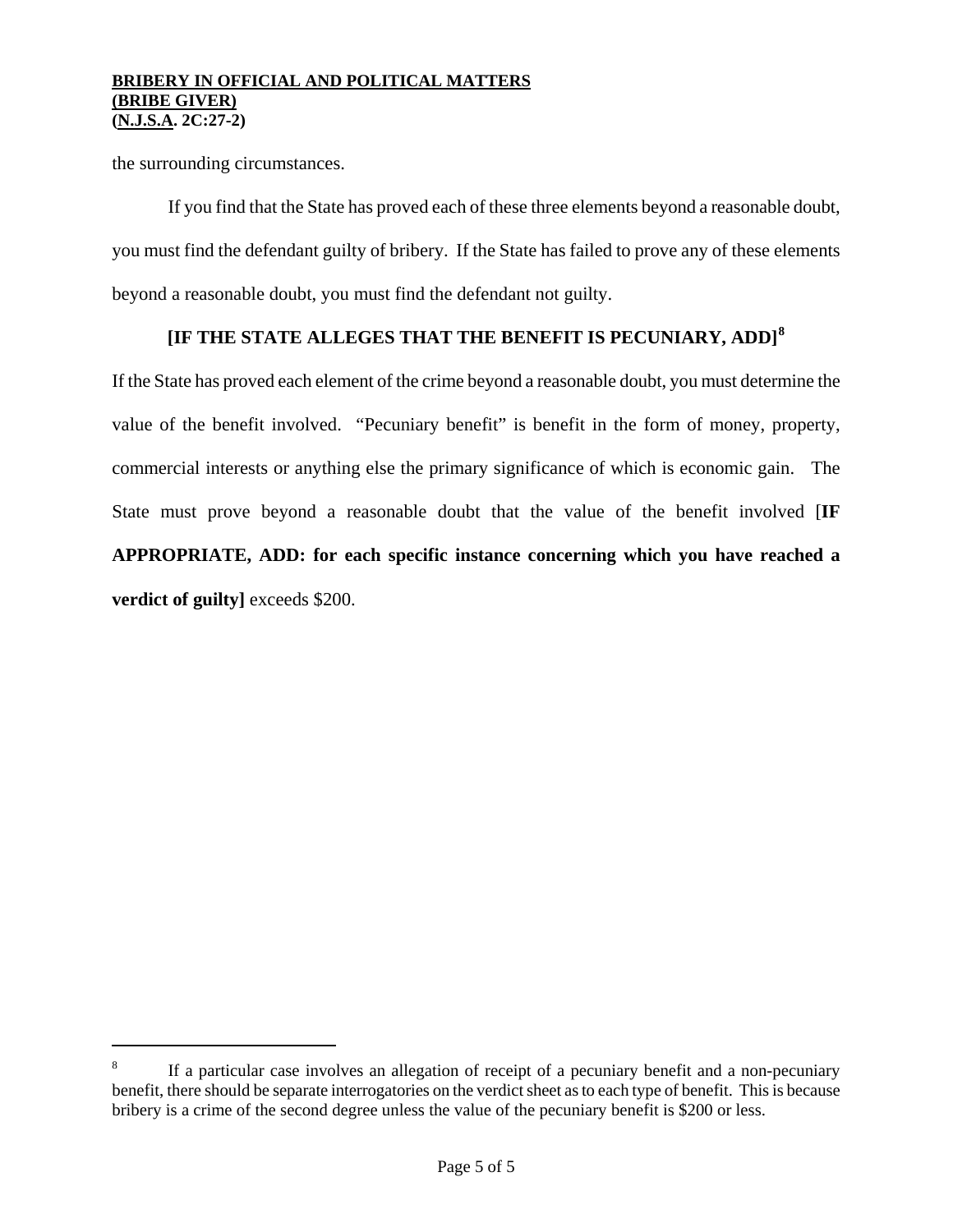the surrounding circumstances.

If you find that the State has proved each of these three elements beyond a reasonable doubt, you must find the defendant guilty of bribery. If the State has failed to prove any of these elements beyond a reasonable doubt, you must find the defendant not guilty.

**[IF THE STATE ALLEGES THAT THE BENEFIT IS PECUNIARY, ADD][8]**

If the State has proved each element of the crime beyond a reasonable doubt, you must determine the value of the benefit involved. "Pecuniary benefit" is benefit in the form of money, property, commercial interests or anything else the primary significance of which is economic gain. The State must prove beyond a reasonable doubt that the value of the benefit involved [**IF APPROPRIATE, ADD: for each specific instance concerning which you have reached a verdict of guilty]** exceeds $200.

---

[8] If a particular case involves an allegation of receipt of a pecuniary benefit and a non-pecuniary benefit, there should be separate interrogatories on the verdict sheet as to each type of benefit. This is because bribery is a crime of the second degree unless the value of the pecuniary benefit is $200 or less.